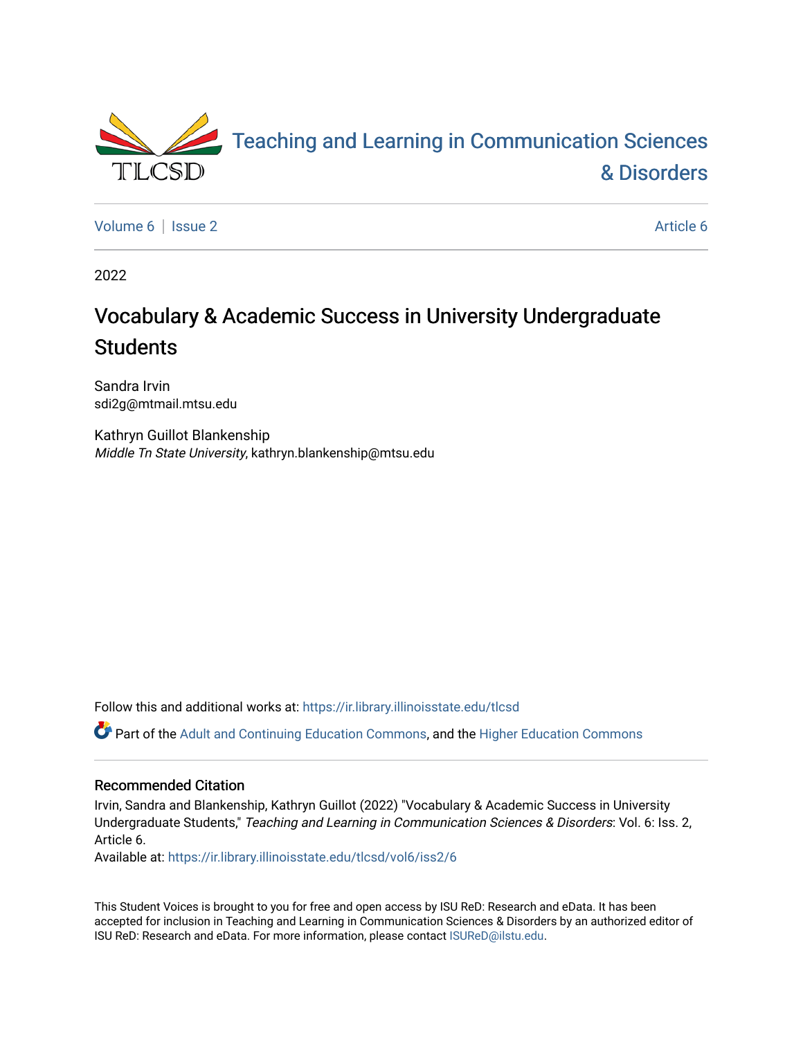# Teaching and Learning in Communication Sciences & Disorders

Volume 6 | Issue 2 | Article 6

2022

# Vocabulary & Academic Success in University Undergraduate Students

Sandra Irvin
sdi2g@mtmail.mtsu.edu

Kathryn Guillot Blankenship
*Middle Tn State University*, kathryn.blankenship@mtsu.edu

Follow this and additional works at: https://ir.library.illinoisstate.edu/tlcsd

Part of the Adult and Continuing Education Commons, and the Higher Education Commons

## Recommended Citation

Irvin, Sandra and Blankenship, Kathryn Guillot (2022) "Vocabulary & Academic Success in University Undergraduate Students," *Teaching and Learning in Communication Sciences & Disorders*: Vol. 6: Iss. 2, Article 6.
Available at: https://ir.library.illinoisstate.edu/tlcsd/vol6/iss2/6

This Student Voices is brought to you for free and open access by ISU ReD: Research and eData. It has been accepted for inclusion in Teaching and Learning in Communication Sciences & Disorders by an authorized editor of ISU ReD: Research and eData. For more information, please contact ISUReD@ilstu.edu.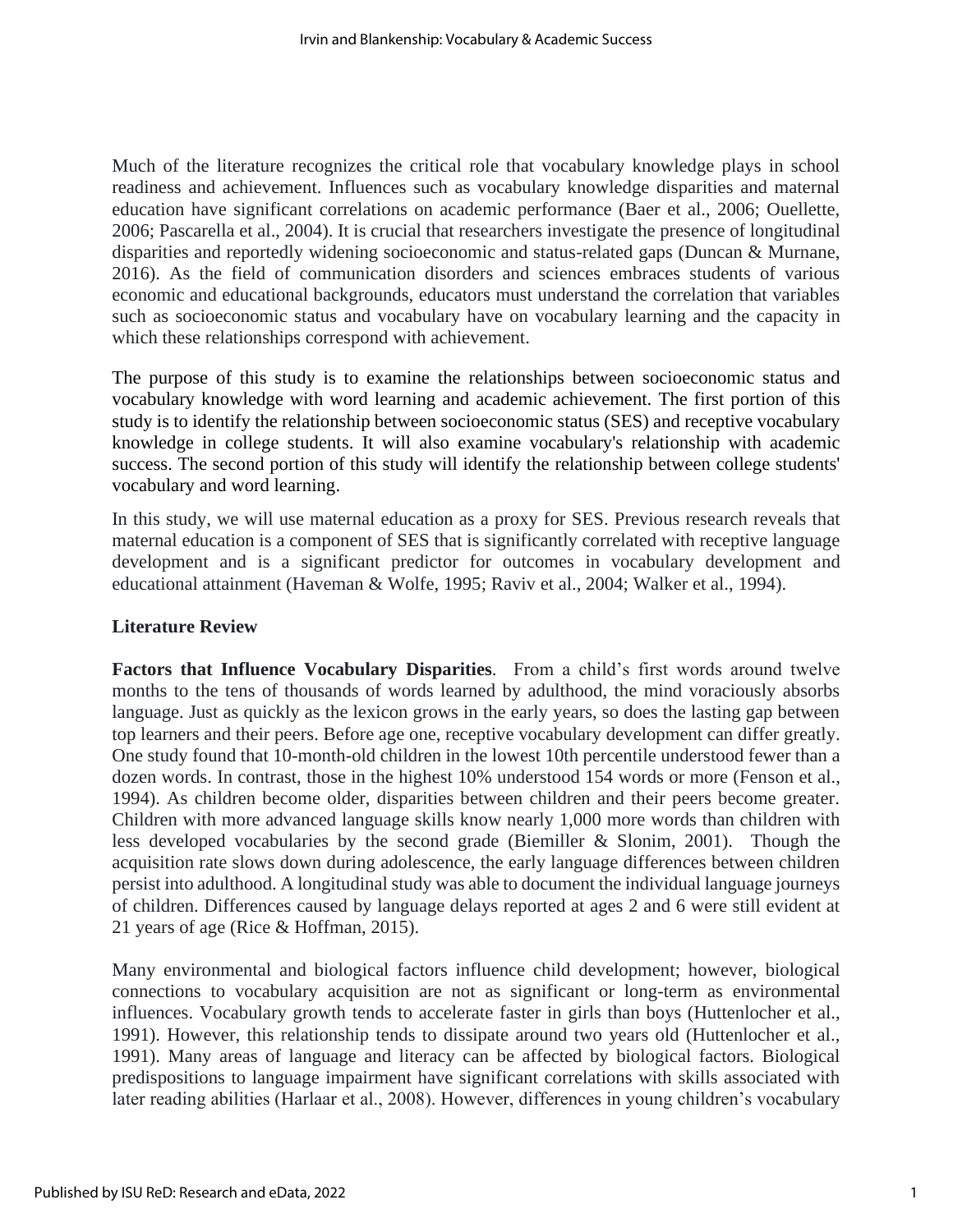Much of the literature recognizes the critical role that vocabulary knowledge plays in school readiness and achievement. Influences such as vocabulary knowledge disparities and maternal education have significant correlations on academic performance (Baer et al., 2006; Ouellette, 2006; Pascarella et al., 2004). It is crucial that researchers investigate the presence of longitudinal disparities and reportedly widening socioeconomic and status-related gaps (Duncan & Murnane, 2016). As the field of communication disorders and sciences embraces students of various economic and educational backgrounds, educators must understand the correlation that variables such as socioeconomic status and vocabulary have on vocabulary learning and the capacity in which these relationships correspond with achievement.

The purpose of this study is to examine the relationships between socioeconomic status and vocabulary knowledge with word learning and academic achievement. The first portion of this study is to identify the relationship between socioeconomic status (SES) and receptive vocabulary knowledge in college students. It will also examine vocabulary's relationship with academic success. The second portion of this study will identify the relationship between college students' vocabulary and word learning.

In this study, we will use maternal education as a proxy for SES. Previous research reveals that maternal education is a component of SES that is significantly correlated with receptive language development and is a significant predictor for outcomes in vocabulary development and educational attainment (Haveman & Wolfe, 1995; Raviv et al., 2004; Walker et al., 1994).

## Literature Review

**Factors that Influence Vocabulary Disparities**. From a child's first words around twelve months to the tens of thousands of words learned by adulthood, the mind voraciously absorbs language. Just as quickly as the lexicon grows in the early years, so does the lasting gap between top learners and their peers. Before age one, receptive vocabulary development can differ greatly. One study found that 10-month-old children in the lowest 10th percentile understood fewer than a dozen words. In contrast, those in the highest 10% understood 154 words or more (Fenson et al., 1994). As children become older, disparities between children and their peers become greater. Children with more advanced language skills know nearly 1,000 more words than children with less developed vocabularies by the second grade (Biemiller & Slonim, 2001). Though the acquisition rate slows down during adolescence, the early language differences between children persist into adulthood. A longitudinal study was able to document the individual language journeys of children. Differences caused by language delays reported at ages 2 and 6 were still evident at 21 years of age (Rice & Hoffman, 2015).

Many environmental and biological factors influence child development; however, biological connections to vocabulary acquisition are not as significant or long-term as environmental influences. Vocabulary growth tends to accelerate faster in girls than boys (Huttenlocher et al., 1991). However, this relationship tends to dissipate around two years old (Huttenlocher et al., 1991). Many areas of language and literacy can be affected by biological factors. Biological predispositions to language impairment have significant correlations with skills associated with later reading abilities (Harlaar et al., 2008). However, differences in young children's vocabulary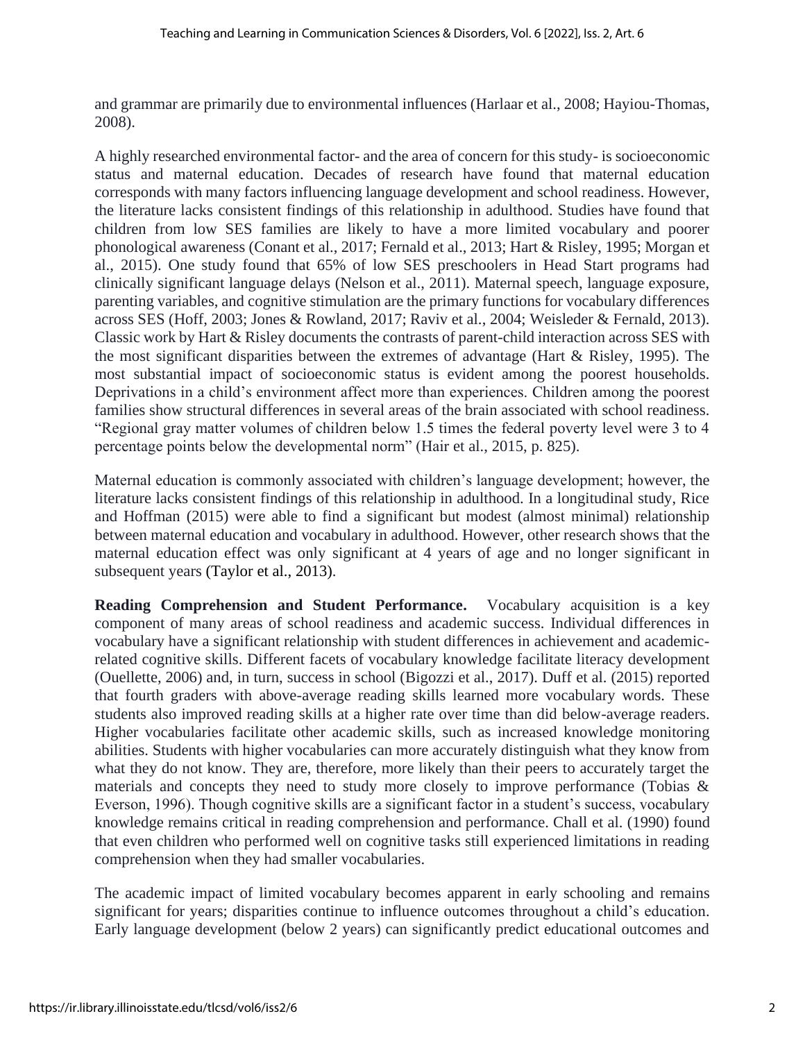and grammar are primarily due to environmental influences (Harlaar et al., 2008; Hayiou-Thomas, 2008).

A highly researched environmental factor- and the area of concern for this study- is socioeconomic status and maternal education. Decades of research have found that maternal education corresponds with many factors influencing language development and school readiness. However, the literature lacks consistent findings of this relationship in adulthood. Studies have found that children from low SES families are likely to have a more limited vocabulary and poorer phonological awareness (Conant et al., 2017; Fernald et al., 2013; Hart & Risley, 1995; Morgan et al., 2015). One study found that 65% of low SES preschoolers in Head Start programs had clinically significant language delays (Nelson et al., 2011). Maternal speech, language exposure, parenting variables, and cognitive stimulation are the primary functions for vocabulary differences across SES (Hoff, 2003; Jones & Rowland, 2017; Raviv et al., 2004; Weisleder & Fernald, 2013). Classic work by Hart & Risley documents the contrasts of parent-child interaction across SES with the most significant disparities between the extremes of advantage (Hart & Risley, 1995). The most substantial impact of socioeconomic status is evident among the poorest households. Deprivations in a child's environment affect more than experiences. Children among the poorest families show structural differences in several areas of the brain associated with school readiness. "Regional gray matter volumes of children below 1.5 times the federal poverty level were 3 to 4 percentage points below the developmental norm" (Hair et al., 2015, p. 825).

Maternal education is commonly associated with children's language development; however, the literature lacks consistent findings of this relationship in adulthood. In a longitudinal study, Rice and Hoffman (2015) were able to find a significant but modest (almost minimal) relationship between maternal education and vocabulary in adulthood. However, other research shows that the maternal education effect was only significant at 4 years of age and no longer significant in subsequent years (Taylor et al., 2013).

**Reading Comprehension and Student Performance.** Vocabulary acquisition is a key component of many areas of school readiness and academic success. Individual differences in vocabulary have a significant relationship with student differences in achievement and academic-related cognitive skills. Different facets of vocabulary knowledge facilitate literacy development (Ouellette, 2006) and, in turn, success in school (Bigozzi et al., 2017). Duff et al. (2015) reported that fourth graders with above-average reading skills learned more vocabulary words. These students also improved reading skills at a higher rate over time than did below-average readers. Higher vocabularies facilitate other academic skills, such as increased knowledge monitoring abilities. Students with higher vocabularies can more accurately distinguish what they know from what they do not know. They are, therefore, more likely than their peers to accurately target the materials and concepts they need to study more closely to improve performance (Tobias & Everson, 1996). Though cognitive skills are a significant factor in a student's success, vocabulary knowledge remains critical in reading comprehension and performance. Chall et al. (1990) found that even children who performed well on cognitive tasks still experienced limitations in reading comprehension when they had smaller vocabularies.

The academic impact of limited vocabulary becomes apparent in early schooling and remains significant for years; disparities continue to influence outcomes throughout a child's education. Early language development (below 2 years) can significantly predict educational outcomes and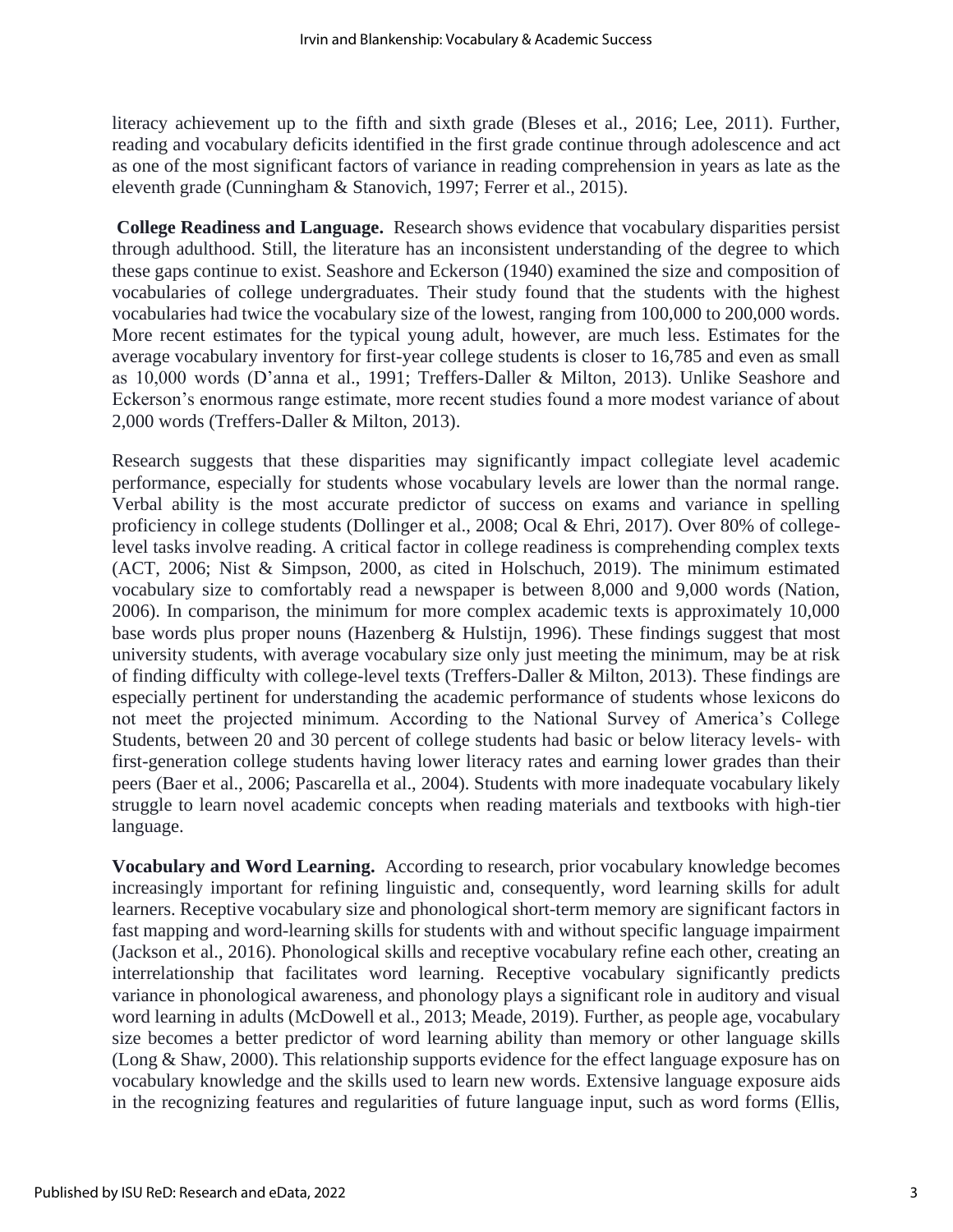literacy achievement up to the fifth and sixth grade (Bleses et al., 2016; Lee, 2011). Further, reading and vocabulary deficits identified in the first grade continue through adolescence and act as one of the most significant factors of variance in reading comprehension in years as late as the eleventh grade (Cunningham & Stanovich, 1997; Ferrer et al., 2015).

**College Readiness and Language.** Research shows evidence that vocabulary disparities persist through adulthood. Still, the literature has an inconsistent understanding of the degree to which these gaps continue to exist. Seashore and Eckerson (1940) examined the size and composition of vocabularies of college undergraduates. Their study found that the students with the highest vocabularies had twice the vocabulary size of the lowest, ranging from 100,000 to 200,000 words. More recent estimates for the typical young adult, however, are much less. Estimates for the average vocabulary inventory for first-year college students is closer to 16,785 and even as small as 10,000 words (D'anna et al., 1991; Treffers-Daller & Milton, 2013). Unlike Seashore and Eckerson's enormous range estimate, more recent studies found a more modest variance of about 2,000 words (Treffers-Daller & Milton, 2013).

Research suggests that these disparities may significantly impact collegiate level academic performance, especially for students whose vocabulary levels are lower than the normal range. Verbal ability is the most accurate predictor of success on exams and variance in spelling proficiency in college students (Dollinger et al., 2008; Ocal & Ehri, 2017). Over 80% of college-level tasks involve reading. A critical factor in college readiness is comprehending complex texts (ACT, 2006; Nist & Simpson, 2000, as cited in Holschuch, 2019). The minimum estimated vocabulary size to comfortably read a newspaper is between 8,000 and 9,000 words (Nation, 2006). In comparison, the minimum for more complex academic texts is approximately 10,000 base words plus proper nouns (Hazenberg & Hulstijn, 1996). These findings suggest that most university students, with average vocabulary size only just meeting the minimum, may be at risk of finding difficulty with college-level texts (Treffers-Daller & Milton, 2013). These findings are especially pertinent for understanding the academic performance of students whose lexicons do not meet the projected minimum. According to the National Survey of America's College Students, between 20 and 30 percent of college students had basic or below literacy levels- with first-generation college students having lower literacy rates and earning lower grades than their peers (Baer et al., 2006; Pascarella et al., 2004). Students with more inadequate vocabulary likely struggle to learn novel academic concepts when reading materials and textbooks with high-tier language.

**Vocabulary and Word Learning.** According to research, prior vocabulary knowledge becomes increasingly important for refining linguistic and, consequently, word learning skills for adult learners. Receptive vocabulary size and phonological short-term memory are significant factors in fast mapping and word-learning skills for students with and without specific language impairment (Jackson et al., 2016). Phonological skills and receptive vocabulary refine each other, creating an interrelationship that facilitates word learning. Receptive vocabulary significantly predicts variance in phonological awareness, and phonology plays a significant role in auditory and visual word learning in adults (McDowell et al., 2013; Meade, 2019). Further, as people age, vocabulary size becomes a better predictor of word learning ability than memory or other language skills (Long & Shaw, 2000). This relationship supports evidence for the effect language exposure has on vocabulary knowledge and the skills used to learn new words. Extensive language exposure aids in the recognizing features and regularities of future language input, such as word forms (Ellis,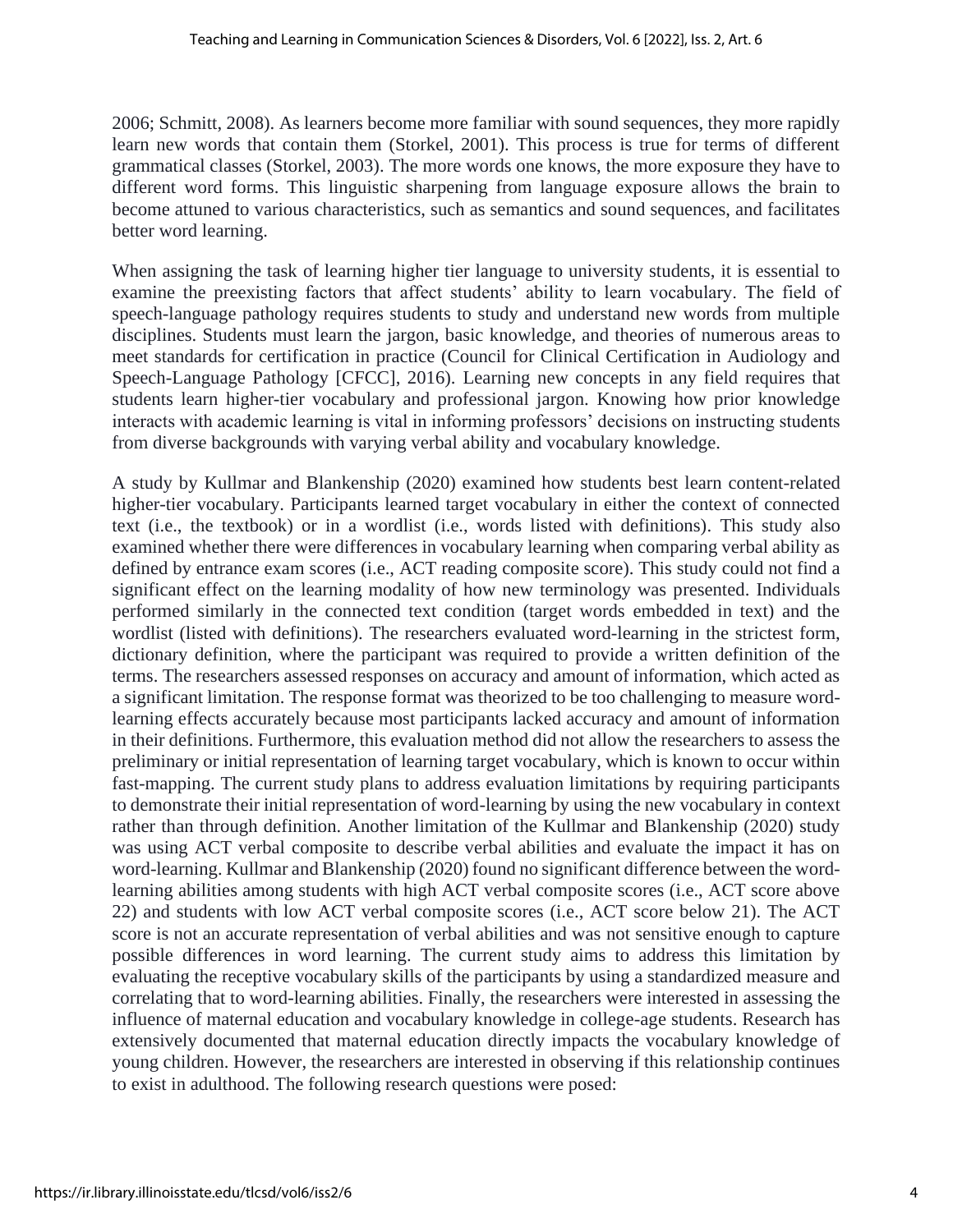2006; Schmitt, 2008). As learners become more familiar with sound sequences, they more rapidly learn new words that contain them (Storkel, 2001). This process is true for terms of different grammatical classes (Storkel, 2003). The more words one knows, the more exposure they have to different word forms. This linguistic sharpening from language exposure allows the brain to become attuned to various characteristics, such as semantics and sound sequences, and facilitates better word learning.

When assigning the task of learning higher tier language to university students, it is essential to examine the preexisting factors that affect students' ability to learn vocabulary. The field of speech-language pathology requires students to study and understand new words from multiple disciplines. Students must learn the jargon, basic knowledge, and theories of numerous areas to meet standards for certification in practice (Council for Clinical Certification in Audiology and Speech-Language Pathology [CFCC], 2016). Learning new concepts in any field requires that students learn higher-tier vocabulary and professional jargon. Knowing how prior knowledge interacts with academic learning is vital in informing professors' decisions on instructing students from diverse backgrounds with varying verbal ability and vocabulary knowledge.

A study by Kullmar and Blankenship (2020) examined how students best learn content-related higher-tier vocabulary. Participants learned target vocabulary in either the context of connected text (i.e., the textbook) or in a wordlist (i.e., words listed with definitions). This study also examined whether there were differences in vocabulary learning when comparing verbal ability as defined by entrance exam scores (i.e., ACT reading composite score). This study could not find a significant effect on the learning modality of how new terminology was presented. Individuals performed similarly in the connected text condition (target words embedded in text) and the wordlist (listed with definitions). The researchers evaluated word-learning in the strictest form, dictionary definition, where the participant was required to provide a written definition of the terms. The researchers assessed responses on accuracy and amount of information, which acted as a significant limitation. The response format was theorized to be too challenging to measure word-learning effects accurately because most participants lacked accuracy and amount of information in their definitions. Furthermore, this evaluation method did not allow the researchers to assess the preliminary or initial representation of learning target vocabulary, which is known to occur within fast-mapping. The current study plans to address evaluation limitations by requiring participants to demonstrate their initial representation of word-learning by using the new vocabulary in context rather than through definition. Another limitation of the Kullmar and Blankenship (2020) study was using ACT verbal composite to describe verbal abilities and evaluate the impact it has on word-learning. Kullmar and Blankenship (2020) found no significant difference between the word-learning abilities among students with high ACT verbal composite scores (i.e., ACT score above 22) and students with low ACT verbal composite scores (i.e., ACT score below 21). The ACT score is not an accurate representation of verbal abilities and was not sensitive enough to capture possible differences in word learning. The current study aims to address this limitation by evaluating the receptive vocabulary skills of the participants by using a standardized measure and correlating that to word-learning abilities. Finally, the researchers were interested in assessing the influence of maternal education and vocabulary knowledge in college-age students. Research has extensively documented that maternal education directly impacts the vocabulary knowledge of young children. However, the researchers are interested in observing if this relationship continues to exist in adulthood. The following research questions were posed: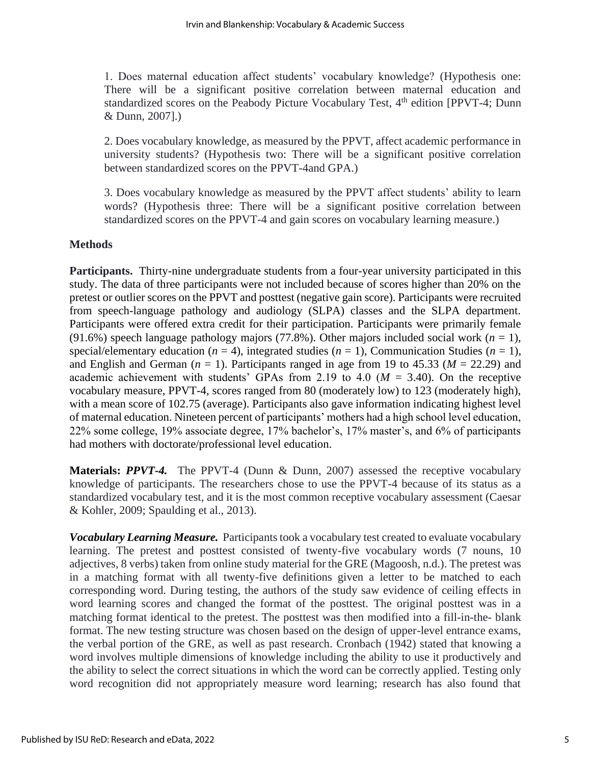1. Does maternal education affect students' vocabulary knowledge? (Hypothesis one: There will be a significant positive correlation between maternal education and standardized scores on the Peabody Picture Vocabulary Test, 4th edition [PPVT-4; Dunn & Dunn, 2007].)

2. Does vocabulary knowledge, as measured by the PPVT, affect academic performance in university students? (Hypothesis two: There will be a significant positive correlation between standardized scores on the PPVT-4and GPA.)

3. Does vocabulary knowledge as measured by the PPVT affect students' ability to learn words? (Hypothesis three: There will be a significant positive correlation between standardized scores on the PPVT-4 and gain scores on vocabulary learning measure.)

## Methods

**Participants.** Thirty-nine undergraduate students from a four-year university participated in this study. The data of three participants were not included because of scores higher than 20% on the pretest or outlier scores on the PPVT and posttest (negative gain score). Participants were recruited from speech-language pathology and audiology (SLPA) classes and the SLPA department. Participants were offered extra credit for their participation. Participants were primarily female (91.6%) speech language pathology majors (77.8%). Other majors included social work ($n = 1$), special/elementary education ($n = 4$), integrated studies ($n = 1$), Communication Studies ($n = 1$), and English and German ($n = 1$). Participants ranged in age from 19 to 45.33 ($M = 22.29$) and academic achievement with students' GPAs from 2.19 to 4.0 ($M = 3.40$). On the receptive vocabulary measure, PPVT-4, scores ranged from 80 (moderately low) to 123 (moderately high), with a mean score of 102.75 (average). Participants also gave information indicating highest level of maternal education. Nineteen percent of participants' mothers had a high school level education, 22% some college, 19% associate degree, 17% bachelor's, 17% master's, and 6% of participants had mothers with doctorate/professional level education.

**Materials: *PPVT-4.*** The PPVT-4 (Dunn & Dunn, 2007) assessed the receptive vocabulary knowledge of participants. The researchers chose to use the PPVT-4 because of its status as a standardized vocabulary test, and it is the most common receptive vocabulary assessment (Caesar & Kohler, 2009; Spaulding et al., 2013).

***Vocabulary Learning Measure.*** Participants took a vocabulary test created to evaluate vocabulary learning. The pretest and posttest consisted of twenty-five vocabulary words (7 nouns, 10 adjectives, 8 verbs) taken from online study material for the GRE (Magoosh, n.d.). The pretest was in a matching format with all twenty-five definitions given a letter to be matched to each corresponding word. During testing, the authors of the study saw evidence of ceiling effects in word learning scores and changed the format of the posttest. The original posttest was in a matching format identical to the pretest. The posttest was then modified into a fill-in-the- blank format. The new testing structure was chosen based on the design of upper-level entrance exams, the verbal portion of the GRE, as well as past research. Cronbach (1942) stated that knowing a word involves multiple dimensions of knowledge including the ability to use it productively and the ability to select the correct situations in which the word can be correctly applied. Testing only word recognition did not appropriately measure word learning; research has also found that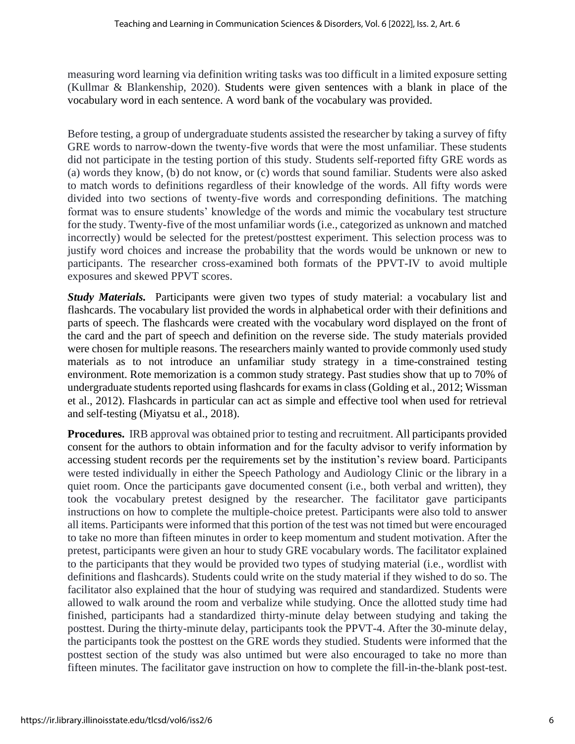measuring word learning via definition writing tasks was too difficult in a limited exposure setting (Kullmar & Blankenship, 2020). Students were given sentences with a blank in place of the vocabulary word in each sentence. A word bank of the vocabulary was provided.

Before testing, a group of undergraduate students assisted the researcher by taking a survey of fifty GRE words to narrow-down the twenty-five words that were the most unfamiliar. These students did not participate in the testing portion of this study. Students self-reported fifty GRE words as (a) words they know, (b) do not know, or (c) words that sound familiar. Students were also asked to match words to definitions regardless of their knowledge of the words. All fifty words were divided into two sections of twenty-five words and corresponding definitions. The matching format was to ensure students' knowledge of the words and mimic the vocabulary test structure for the study. Twenty-five of the most unfamiliar words (i.e., categorized as unknown and matched incorrectly) would be selected for the pretest/posttest experiment. This selection process was to justify word choices and increase the probability that the words would be unknown or new to participants. The researcher cross-examined both formats of the PPVT-IV to avoid multiple exposures and skewed PPVT scores.

***Study Materials.*** Participants were given two types of study material: a vocabulary list and flashcards. The vocabulary list provided the words in alphabetical order with their definitions and parts of speech. The flashcards were created with the vocabulary word displayed on the front of the card and the part of speech and definition on the reverse side. The study materials provided were chosen for multiple reasons. The researchers mainly wanted to provide commonly used study materials as to not introduce an unfamiliar study strategy in a time-constrained testing environment. Rote memorization is a common study strategy. Past studies show that up to 70% of undergraduate students reported using flashcards for exams in class (Golding et al., 2012; Wissman et al., 2012). Flashcards in particular can act as simple and effective tool when used for retrieval and self-testing (Miyatsu et al., 2018).

**Procedures.** IRB approval was obtained prior to testing and recruitment. All participants provided consent for the authors to obtain information and for the faculty advisor to verify information by accessing student records per the requirements set by the institution's review board. Participants were tested individually in either the Speech Pathology and Audiology Clinic or the library in a quiet room. Once the participants gave documented consent (i.e., both verbal and written), they took the vocabulary pretest designed by the researcher. The facilitator gave participants instructions on how to complete the multiple-choice pretest. Participants were also told to answer all items. Participants were informed that this portion of the test was not timed but were encouraged to take no more than fifteen minutes in order to keep momentum and student motivation. After the pretest, participants were given an hour to study GRE vocabulary words. The facilitator explained to the participants that they would be provided two types of studying material (i.e., wordlist with definitions and flashcards). Students could write on the study material if they wished to do so. The facilitator also explained that the hour of studying was required and standardized. Students were allowed to walk around the room and verbalize while studying. Once the allotted study time had finished, participants had a standardized thirty-minute delay between studying and taking the posttest. During the thirty-minute delay, participants took the PPVT-4. After the 30-minute delay, the participants took the posttest on the GRE words they studied. Students were informed that the posttest section of the study was also untimed but were also encouraged to take no more than fifteen minutes. The facilitator gave instruction on how to complete the fill-in-the-blank post-test.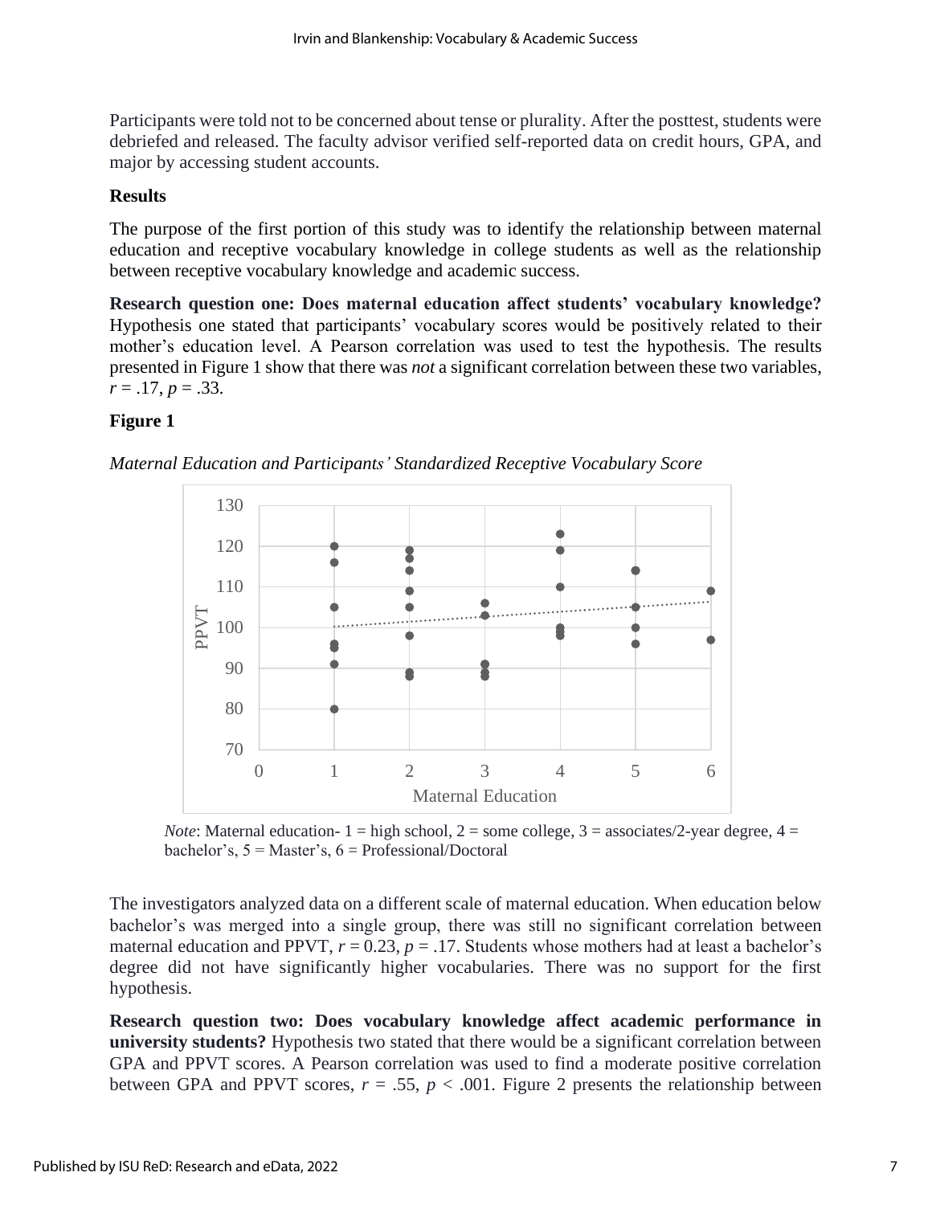Participants were told not to be concerned about tense or plurality. After the posttest, students were debriefed and released. The faculty advisor verified self-reported data on credit hours, GPA, and major by accessing student accounts.

## Results

The purpose of the first portion of this study was to identify the relationship between maternal education and receptive vocabulary knowledge in college students as well as the relationship between receptive vocabulary knowledge and academic success.

**Research question one: Does maternal education affect students' vocabulary knowledge?** Hypothesis one stated that participants' vocabulary scores would be positively related to their mother's education level. A Pearson correlation was used to test the hypothesis. The results presented in Figure 1 show that there was *not* a significant correlation between these two variables, $r = .17$, $p = .33$.

**Figure 1**

*Maternal Education and Participants' Standardized Receptive Vocabulary Score*

*Note*: Maternal education- 1 = high school, 2 = some college, 3 = associates/2-year degree, 4 = bachelor's, 5 = Master's, 6 = Professional/Doctoral

The investigators analyzed data on a different scale of maternal education. When education below bachelor's was merged into a single group, there was still no significant correlation between maternal education and PPVT, $r = 0.23$, $p = .17$. Students whose mothers had at least a bachelor's degree did not have significantly higher vocabularies. There was no support for the first hypothesis.

**Research question two: Does vocabulary knowledge affect academic performance in university students?** Hypothesis two stated that there would be a significant correlation between GPA and PPVT scores. A Pearson correlation was used to find a moderate positive correlation between GPA and PPVT scores, $r = .55$, $p < .001$. Figure 2 presents the relationship between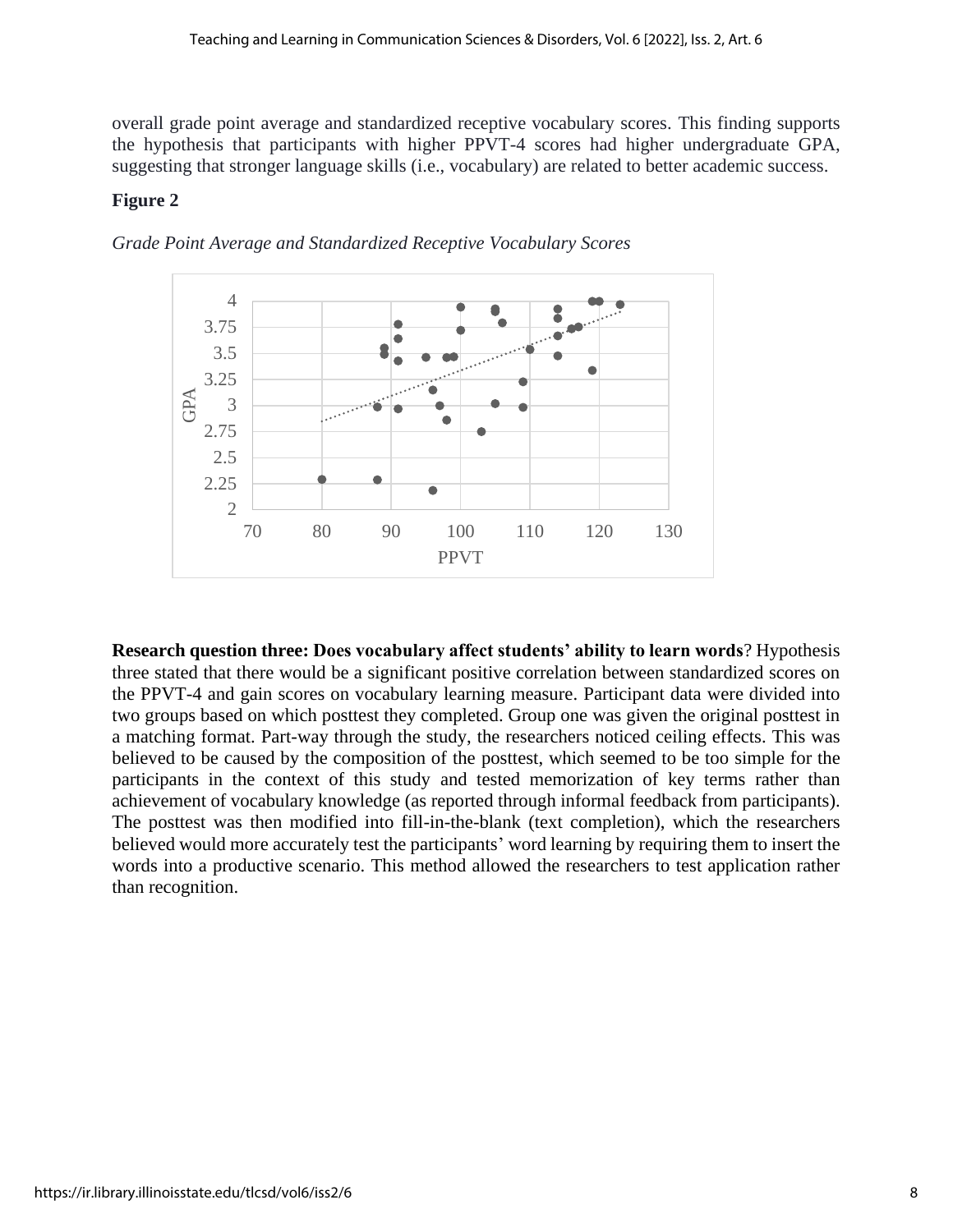overall grade point average and standardized receptive vocabulary scores. This finding supports the hypothesis that participants with higher PPVT-4 scores had higher undergraduate GPA, suggesting that stronger language skills (i.e., vocabulary) are related to better academic success.

**Figure 2**

*Grade Point Average and Standardized Receptive Vocabulary Scores*

**Research question three: Does vocabulary affect students' ability to learn words**? Hypothesis three stated that there would be a significant positive correlation between standardized scores on the PPVT-4 and gain scores on vocabulary learning measure. Participant data were divided into two groups based on which posttest they completed. Group one was given the original posttest in a matching format. Part-way through the study, the researchers noticed ceiling effects. This was believed to be caused by the composition of the posttest, which seemed to be too simple for the participants in the context of this study and tested memorization of key terms rather than achievement of vocabulary knowledge (as reported through informal feedback from participants). The posttest was then modified into fill-in-the-blank (text completion), which the researchers believed would more accurately test the participants' word learning by requiring them to insert the words into a productive scenario. This method allowed the researchers to test application rather than recognition.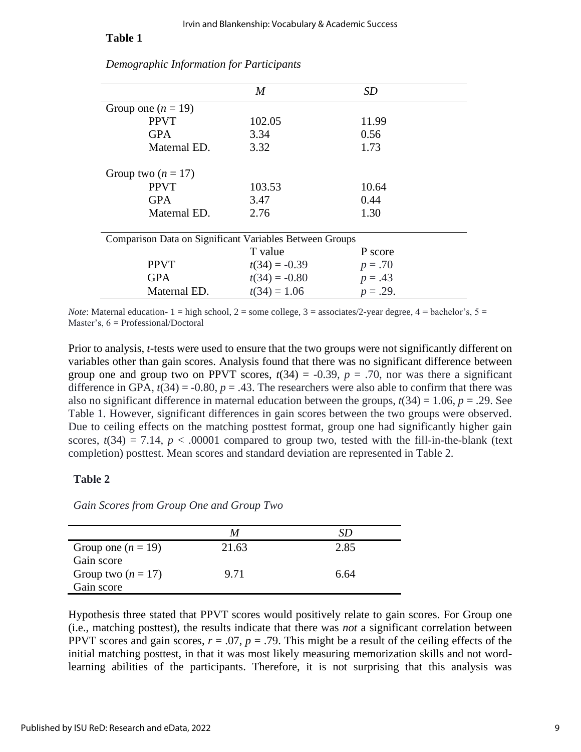**Table 1**

*Demographic Information for Participants*

| | *M* | *SD* |
|---|---|---|
| Group one ($n = 19$) | | |
| PPVT | 102.05 | 11.99 |
| GPA | 3.34 | 0.56 |
| Maternal ED. | 3.32 | 1.73 |
| Group two ($n = 17$) | | |
| PPVT | 103.53 | 10.64 |
| GPA | 3.47 | 0.44 |
| Maternal ED. | 2.76 | 1.30 |
| Comparison Data on Significant Variables Between Groups | | |
| | T value | P score |
| PPVT | $t(34) = -0.39$ | $p = .70$ |
| GPA | $t(34) = -0.80$ | $p = .43$ |
| Maternal ED. | $t(34) = 1.06$ | $p = .29$. |

*Note*: Maternal education- 1 = high school, 2 = some college, 3 = associates/2-year degree, 4 = bachelor's, 5 = Master's, 6 = Professional/Doctoral

Prior to analysis, *t*-tests were used to ensure that the two groups were not significantly different on variables other than gain scores. Analysis found that there was no significant difference between group one and group two on PPVT scores, $t(34) = -0.39$, $p = .70$, nor was there a significant difference in GPA, $t(34) = -0.80$, $p = .43$. The researchers were also able to confirm that there was also no significant difference in maternal education between the groups, $t(34) = 1.06$, $p = .29$. See Table 1. However, significant differences in gain scores between the two groups were observed. Due to ceiling effects on the matching posttest format, group one had significantly higher gain scores, $t(34) = 7.14$, $p < .00001$ compared to group two, tested with the fill-in-the-blank (text completion) posttest. Mean scores and standard deviation are represented in Table 2.

**Table 2**

*Gain Scores from Group One and Group Two*

| | *M* | *SD* |
|---|---|---|
| Group one ($n = 19$) Gain score | 21.63 | 2.85 |
| Group two ($n = 17$) Gain score | 9.71 | 6.64 |

Hypothesis three stated that PPVT scores would positively relate to gain scores. For Group one (i.e., matching posttest), the results indicate that there was *not* a significant correlation between PPVT scores and gain scores, $r = .07$, $p = .79$. This might be a result of the ceiling effects of the initial matching posttest, in that it was most likely measuring memorization skills and not word-learning abilities of the participants. Therefore, it is not surprising that this analysis was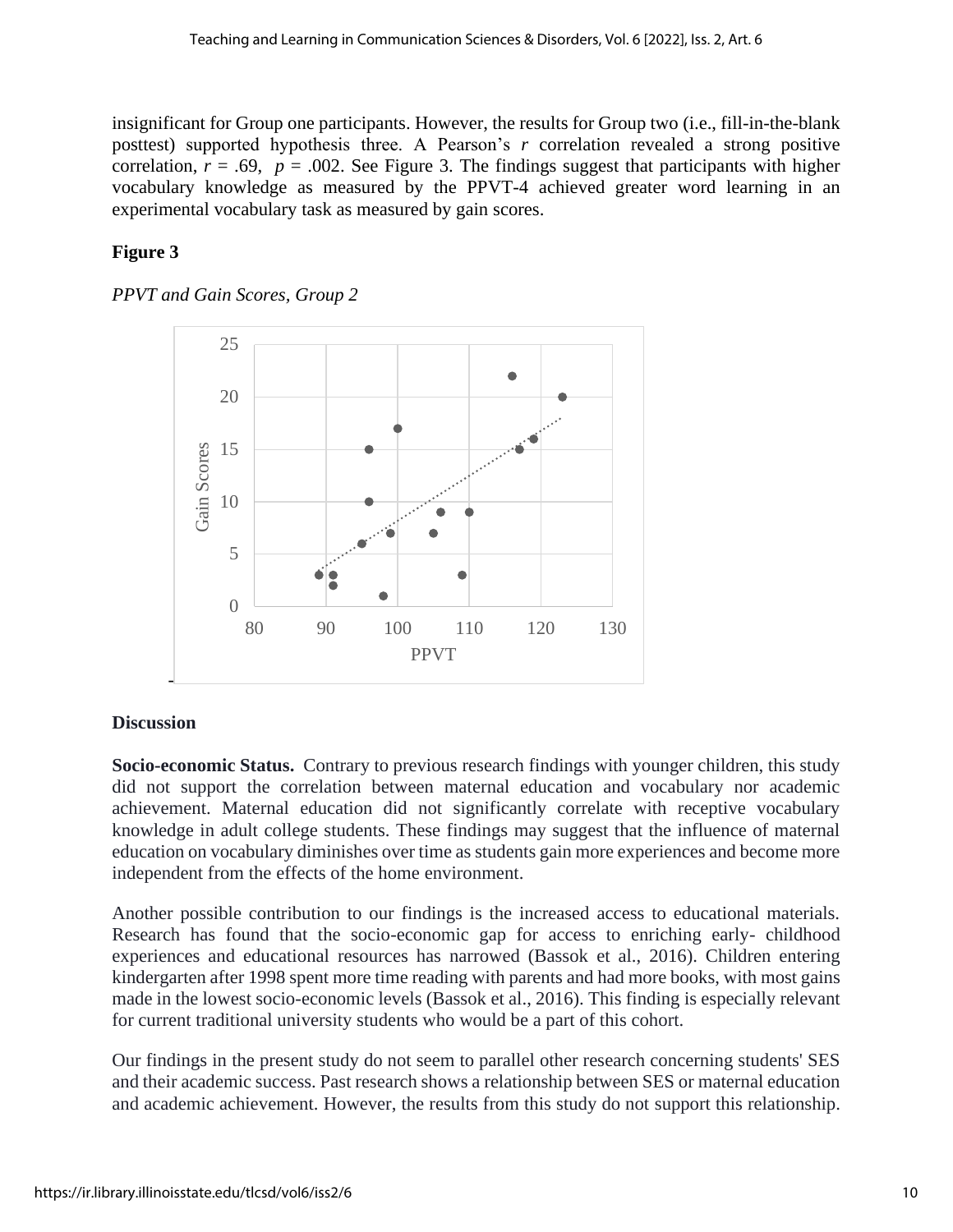insignificant for Group one participants. However, the results for Group two (i.e., fill-in-the-blank posttest) supported hypothesis three. A Pearson's *r* correlation revealed a strong positive correlation, $r = .69$, $p = .002$. See Figure 3. The findings suggest that participants with higher vocabulary knowledge as measured by the PPVT-4 achieved greater word learning in an experimental vocabulary task as measured by gain scores.

**Figure 3**

*PPVT and Gain Scores, Group 2*

## Discussion

**Socio-economic Status.** Contrary to previous research findings with younger children, this study did not support the correlation between maternal education and vocabulary nor academic achievement. Maternal education did not significantly correlate with receptive vocabulary knowledge in adult college students. These findings may suggest that the influence of maternal education on vocabulary diminishes over time as students gain more experiences and become more independent from the effects of the home environment.

Another possible contribution to our findings is the increased access to educational materials. Research has found that the socio-economic gap for access to enriching early- childhood experiences and educational resources has narrowed (Bassok et al., 2016). Children entering kindergarten after 1998 spent more time reading with parents and had more books, with most gains made in the lowest socio-economic levels (Bassok et al., 2016). This finding is especially relevant for current traditional university students who would be a part of this cohort.

Our findings in the present study do not seem to parallel other research concerning students' SES and their academic success. Past research shows a relationship between SES or maternal education and academic achievement. However, the results from this study do not support this relationship.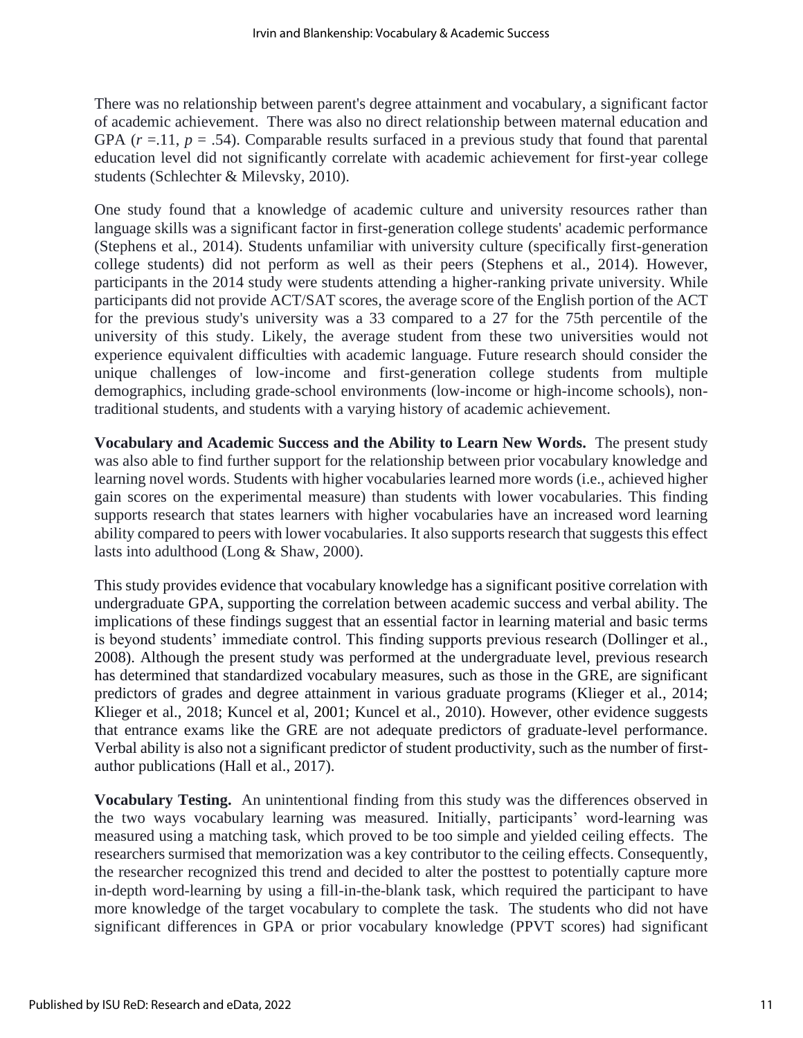There was no relationship between parent's degree attainment and vocabulary, a significant factor of academic achievement. There was also no direct relationship between maternal education and GPA ($r$ =.11, $p$ = .54). Comparable results surfaced in a previous study that found that parental education level did not significantly correlate with academic achievement for first-year college students (Schlechter & Milevsky, 2010).

One study found that a knowledge of academic culture and university resources rather than language skills was a significant factor in first-generation college students' academic performance (Stephens et al., 2014). Students unfamiliar with university culture (specifically first-generation college students) did not perform as well as their peers (Stephens et al., 2014). However, participants in the 2014 study were students attending a higher-ranking private university. While participants did not provide ACT/SAT scores, the average score of the English portion of the ACT for the previous study's university was a 33 compared to a 27 for the 75th percentile of the university of this study. Likely, the average student from these two universities would not experience equivalent difficulties with academic language. Future research should consider the unique challenges of low-income and first-generation college students from multiple demographics, including grade-school environments (low-income or high-income schools), non-traditional students, and students with a varying history of academic achievement.

**Vocabulary and Academic Success and the Ability to Learn New Words.** The present study was also able to find further support for the relationship between prior vocabulary knowledge and learning novel words. Students with higher vocabularies learned more words (i.e., achieved higher gain scores on the experimental measure) than students with lower vocabularies. This finding supports research that states learners with higher vocabularies have an increased word learning ability compared to peers with lower vocabularies. It also supports research that suggests this effect lasts into adulthood (Long & Shaw, 2000).

This study provides evidence that vocabulary knowledge has a significant positive correlation with undergraduate GPA, supporting the correlation between academic success and verbal ability. The implications of these findings suggest that an essential factor in learning material and basic terms is beyond students' immediate control. This finding supports previous research (Dollinger et al., 2008). Although the present study was performed at the undergraduate level, previous research has determined that standardized vocabulary measures, such as those in the GRE, are significant predictors of grades and degree attainment in various graduate programs (Klieger et al., 2014; Klieger et al., 2018; Kuncel et al, 2001; Kuncel et al., 2010). However, other evidence suggests that entrance exams like the GRE are not adequate predictors of graduate-level performance. Verbal ability is also not a significant predictor of student productivity, such as the number of first-author publications (Hall et al., 2017).

**Vocabulary Testing.** An unintentional finding from this study was the differences observed in the two ways vocabulary learning was measured. Initially, participants' word-learning was measured using a matching task, which proved to be too simple and yielded ceiling effects. The researchers surmised that memorization was a key contributor to the ceiling effects. Consequently, the researcher recognized this trend and decided to alter the posttest to potentially capture more in-depth word-learning by using a fill-in-the-blank task, which required the participant to have more knowledge of the target vocabulary to complete the task. The students who did not have significant differences in GPA or prior vocabulary knowledge (PPVT scores) had significant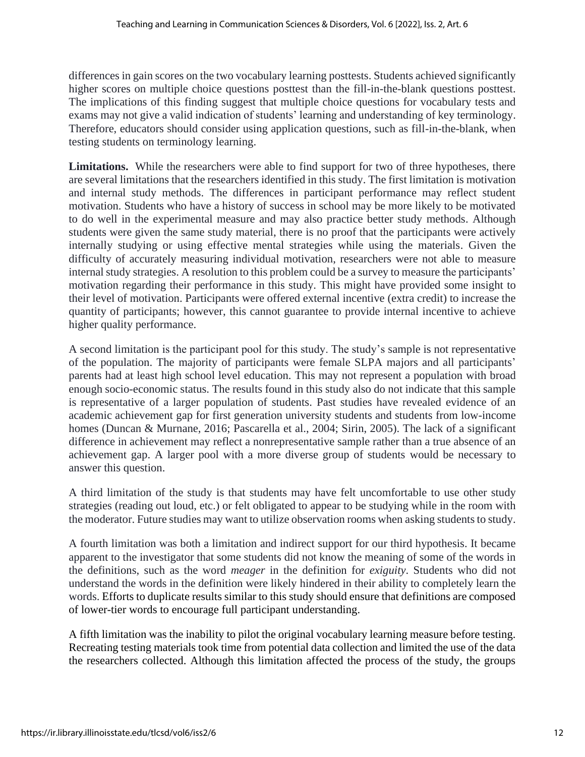differences in gain scores on the two vocabulary learning posttests. Students achieved significantly higher scores on multiple choice questions posttest than the fill-in-the-blank questions posttest. The implications of this finding suggest that multiple choice questions for vocabulary tests and exams may not give a valid indication of students' learning and understanding of key terminology. Therefore, educators should consider using application questions, such as fill-in-the-blank, when testing students on terminology learning.

**Limitations.** While the researchers were able to find support for two of three hypotheses, there are several limitations that the researchers identified in this study. The first limitation is motivation and internal study methods. The differences in participant performance may reflect student motivation. Students who have a history of success in school may be more likely to be motivated to do well in the experimental measure and may also practice better study methods. Although students were given the same study material, there is no proof that the participants were actively internally studying or using effective mental strategies while using the materials. Given the difficulty of accurately measuring individual motivation, researchers were not able to measure internal study strategies. A resolution to this problem could be a survey to measure the participants' motivation regarding their performance in this study. This might have provided some insight to their level of motivation. Participants were offered external incentive (extra credit) to increase the quantity of participants; however, this cannot guarantee to provide internal incentive to achieve higher quality performance.

A second limitation is the participant pool for this study. The study's sample is not representative of the population. The majority of participants were female SLPA majors and all participants' parents had at least high school level education. This may not represent a population with broad enough socio-economic status. The results found in this study also do not indicate that this sample is representative of a larger population of students. Past studies have revealed evidence of an academic achievement gap for first generation university students and students from low-income homes (Duncan & Murnane, 2016; Pascarella et al., 2004; Sirin, 2005). The lack of a significant difference in achievement may reflect a nonrepresentative sample rather than a true absence of an achievement gap. A larger pool with a more diverse group of students would be necessary to answer this question.

A third limitation of the study is that students may have felt uncomfortable to use other study strategies (reading out loud, etc.) or felt obligated to appear to be studying while in the room with the moderator. Future studies may want to utilize observation rooms when asking students to study.

A fourth limitation was both a limitation and indirect support for our third hypothesis. It became apparent to the investigator that some students did not know the meaning of some of the words in the definitions, such as the word *meager* in the definition for *exiguity*. Students who did not understand the words in the definition were likely hindered in their ability to completely learn the words. Efforts to duplicate results similar to this study should ensure that definitions are composed of lower-tier words to encourage full participant understanding.

A fifth limitation was the inability to pilot the original vocabulary learning measure before testing. Recreating testing materials took time from potential data collection and limited the use of the data the researchers collected. Although this limitation affected the process of the study, the groups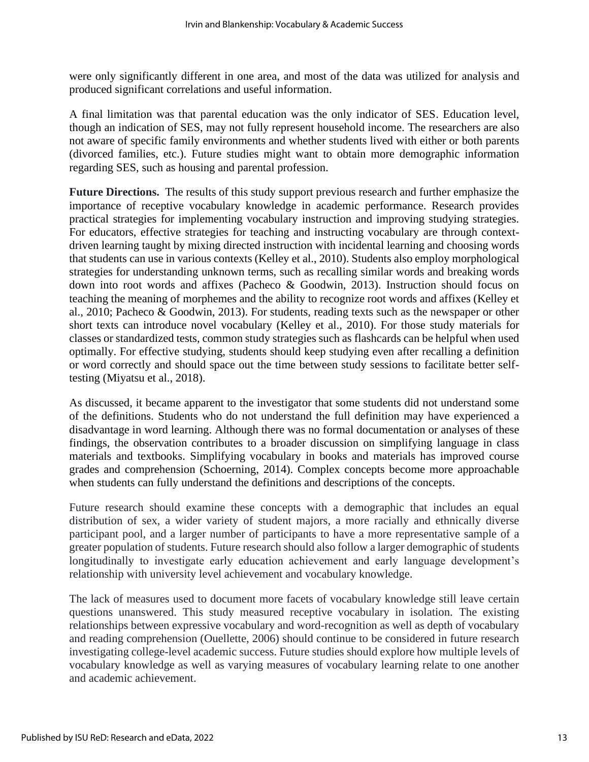were only significantly different in one area, and most of the data was utilized for analysis and produced significant correlations and useful information.

A final limitation was that parental education was the only indicator of SES. Education level, though an indication of SES, may not fully represent household income. The researchers are also not aware of specific family environments and whether students lived with either or both parents (divorced families, etc.). Future studies might want to obtain more demographic information regarding SES, such as housing and parental profession.

**Future Directions.** The results of this study support previous research and further emphasize the importance of receptive vocabulary knowledge in academic performance. Research provides practical strategies for implementing vocabulary instruction and improving studying strategies. For educators, effective strategies for teaching and instructing vocabulary are through context-driven learning taught by mixing directed instruction with incidental learning and choosing words that students can use in various contexts (Kelley et al., 2010). Students also employ morphological strategies for understanding unknown terms, such as recalling similar words and breaking words down into root words and affixes (Pacheco & Goodwin, 2013). Instruction should focus on teaching the meaning of morphemes and the ability to recognize root words and affixes (Kelley et al., 2010; Pacheco & Goodwin, 2013). For students, reading texts such as the newspaper or other short texts can introduce novel vocabulary (Kelley et al., 2010). For those study materials for classes or standardized tests, common study strategies such as flashcards can be helpful when used optimally. For effective studying, students should keep studying even after recalling a definition or word correctly and should space out the time between study sessions to facilitate better self-testing (Miyatsu et al., 2018).

As discussed, it became apparent to the investigator that some students did not understand some of the definitions. Students who do not understand the full definition may have experienced a disadvantage in word learning. Although there was no formal documentation or analyses of these findings, the observation contributes to a broader discussion on simplifying language in class materials and textbooks. Simplifying vocabulary in books and materials has improved course grades and comprehension (Schoerning, 2014). Complex concepts become more approachable when students can fully understand the definitions and descriptions of the concepts.

Future research should examine these concepts with a demographic that includes an equal distribution of sex, a wider variety of student majors, a more racially and ethnically diverse participant pool, and a larger number of participants to have a more representative sample of a greater population of students. Future research should also follow a larger demographic of students longitudinally to investigate early education achievement and early language development's relationship with university level achievement and vocabulary knowledge.

The lack of measures used to document more facets of vocabulary knowledge still leave certain questions unanswered. This study measured receptive vocabulary in isolation. The existing relationships between expressive vocabulary and word-recognition as well as depth of vocabulary and reading comprehension (Ouellette, 2006) should continue to be considered in future research investigating college-level academic success. Future studies should explore how multiple levels of vocabulary knowledge as well as varying measures of vocabulary learning relate to one another and academic achievement.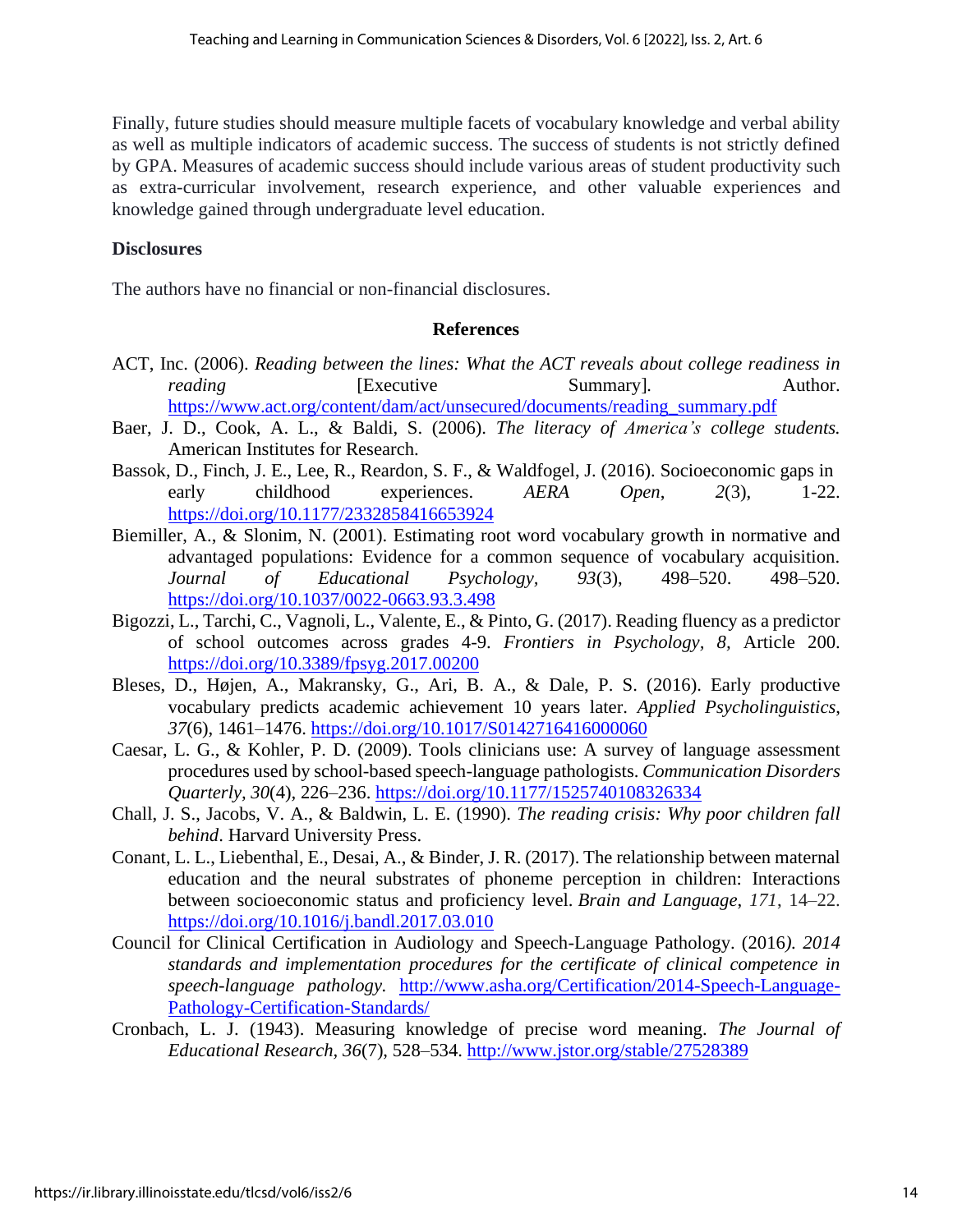Finally, future studies should measure multiple facets of vocabulary knowledge and verbal ability as well as multiple indicators of academic success. The success of students is not strictly defined by GPA. Measures of academic success should include various areas of student productivity such as extra-curricular involvement, research experience, and other valuable experiences and knowledge gained through undergraduate level education.

### Disclosures

The authors have no financial or non-financial disclosures.

## References

ACT, Inc. (2006). *Reading between the lines: What the ACT reveals about college readiness in reading* [Executive Summary]. Author. https://www.act.org/content/dam/act/unsecured/documents/reading_summary.pdf

Baer, J. D., Cook, A. L., & Baldi, S. (2006). *The literacy of America's college students.* American Institutes for Research.

Bassok, D., Finch, J. E., Lee, R., Reardon, S. F., & Waldfogel, J. (2016). Socioeconomic gaps in early childhood experiences. *AERA Open*, *2*(3), 1-22. https://doi.org/10.1177/2332858416653924

Biemiller, A., & Slonim, N. (2001). Estimating root word vocabulary growth in normative and advantaged populations: Evidence for a common sequence of vocabulary acquisition. *Journal of Educational Psychology*, *93*(3), 498–520. 498–520. https://doi.org/10.1037/0022-0663.93.3.498

Bigozzi, L., Tarchi, C., Vagnoli, L., Valente, E., & Pinto, G. (2017). Reading fluency as a predictor of school outcomes across grades 4-9. *Frontiers in Psychology*, *8,* Article 200. https://doi.org/10.3389/fpsyg.2017.00200

Bleses, D., Højen, A., Makransky, G., Ari, B. A., & Dale, P. S. (2016). Early productive vocabulary predicts academic achievement 10 years later. *Applied Psycholinguistics*, *37*(6), 1461–1476. https://doi.org/10.1017/S0142716416000060

Caesar, L. G., & Kohler, P. D. (2009). Tools clinicians use: A survey of language assessment procedures used by school-based speech-language pathologists. *Communication Disorders Quarterly, 30*(4), 226–236. https://doi.org/10.1177/1525740108326334

Chall, J. S., Jacobs, V. A., & Baldwin, L. E. (1990). *The reading crisis: Why poor children fall behind*. Harvard University Press.

Conant, L. L., Liebenthal, E., Desai, A., & Binder, J. R. (2017). The relationship between maternal education and the neural substrates of phoneme perception in children: Interactions between socioeconomic status and proficiency level. *Brain and Language*, *171*, 14–22. https://doi.org/10.1016/j.bandl.2017.03.010

Council for Clinical Certification in Audiology and Speech-Language Pathology. (2016). *2014 standards and implementation procedures for the certificate of clinical competence in speech-language pathology.* http://www.asha.org/Certification/2014-Speech-Language-Pathology-Certification-Standards/

Cronbach, L. J. (1943). Measuring knowledge of precise word meaning. *The Journal of Educational Research*, *36*(7), 528–534. http://www.jstor.org/stable/27528389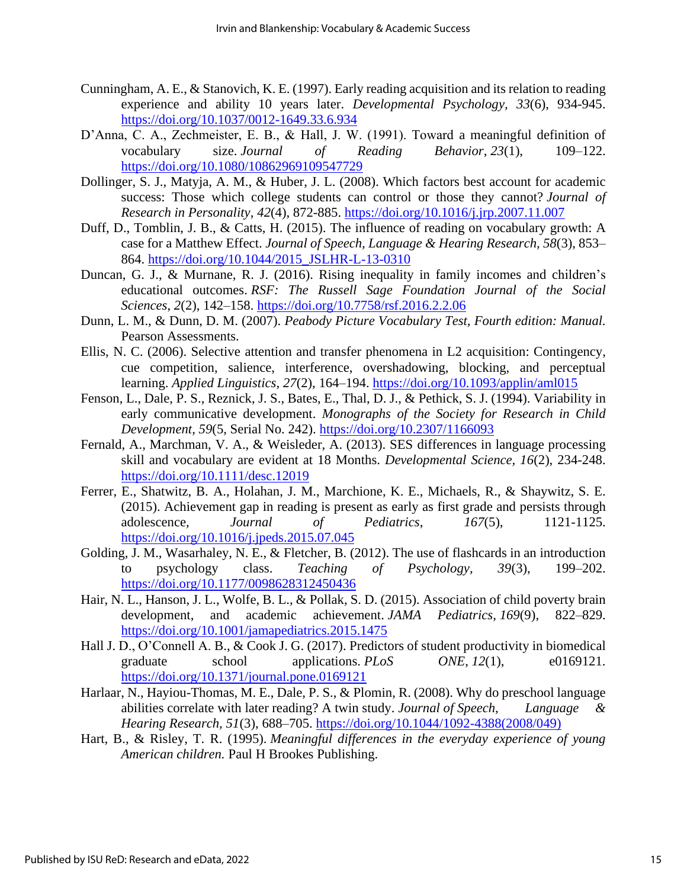Cunningham, A. E., & Stanovich, K. E. (1997). Early reading acquisition and its relation to reading experience and ability 10 years later. *Developmental Psychology*, *33*(6), 934-945. https://doi.org/10.1037/0012-1649.33.6.934

D'Anna, C. A., Zechmeister, E. B., & Hall, J. W. (1991). Toward a meaningful definition of vocabulary size. *Journal of Reading Behavior*, *23*(1), 109–122. https://doi.org/10.1080/10862969109547729

Dollinger, S. J., Matyja, A. M., & Huber, J. L. (2008). Which factors best account for academic success: Those which college students can control or those they cannot? *Journal of Research in Personality*, *42*(4), 872-885. https://doi.org/10.1016/j.jrp.2007.11.007

Duff, D., Tomblin, J. B., & Catts, H. (2015). The influence of reading on vocabulary growth: A case for a Matthew Effect. *Journal of Speech, Language & Hearing Research*, *58*(3), 853–864. https://doi.org/10.1044/2015_JSLHR-L-13-0310

Duncan, G. J., & Murnane, R. J. (2016). Rising inequality in family incomes and children's educational outcomes. *RSF: The Russell Sage Foundation Journal of the Social Sciences*, *2*(2), 142–158. https://doi.org/10.7758/rsf.2016.2.2.06

Dunn, L. M., & Dunn, D. M. (2007). *Peabody Picture Vocabulary Test, Fourth edition: Manual.* Pearson Assessments.

Ellis, N. C. (2006). Selective attention and transfer phenomena in L2 acquisition: Contingency, cue competition, salience, interference, overshadowing, blocking, and perceptual learning. *Applied Linguistics*, *27*(2), 164–194. https://doi.org/10.1093/applin/aml015

Fenson, L., Dale, P. S., Reznick, J. S., Bates, E., Thal, D. J., & Pethick, S. J. (1994). Variability in early communicative development. *Monographs of the Society for Research in Child Development, 59*(5, Serial No. 242). https://doi.org/10.2307/1166093

Fernald, A., Marchman, V. A., & Weisleder, A. (2013). SES differences in language processing skill and vocabulary are evident at 18 Months. *Developmental Science*, *16*(2), 234-248. https://doi.org/10.1111/desc.12019

Ferrer, E., Shatwitz, B. A., Holahan, J. M., Marchione, K. E., Michaels, R., & Shaywitz, S. E. (2015). Achievement gap in reading is present as early as first grade and persists through adolescence, *Journal of Pediatrics*, *167*(5), 1121-1125. https://doi.org/10.1016/j.jpeds.2015.07.045

Golding, J. M., Wasarhaley, N. E., & Fletcher, B. (2012). The use of flashcards in an introduction to psychology class. *Teaching of Psychology*, *39*(3), 199–202. https://doi.org/10.1177/0098628312450436

Hair, N. L., Hanson, J. L., Wolfe, B. L., & Pollak, S. D. (2015). Association of child poverty brain development, and academic achievement. *JAMA Pediatrics*, *169*(9), 822–829. https://doi.org/10.1001/jamapediatrics.2015.1475

Hall J. D., O'Connell A. B., & Cook J. G. (2017). Predictors of student productivity in biomedical graduate school applications. *PLoS ONE*, *12*(1), e0169121. https://doi.org/10.1371/journal.pone.0169121

Harlaar, N., Hayiou-Thomas, M. E., Dale, P. S., & Plomin, R. (2008). Why do preschool language abilities correlate with later reading? A twin study. *Journal of Speech, Language & Hearing Research, 51*(3), 688–705. https://doi.org/10.1044/1092-4388(2008/049)

Hart, B., & Risley, T. R. (1995). *Meaningful differences in the everyday experience of young American children.* Paul H Brookes Publishing.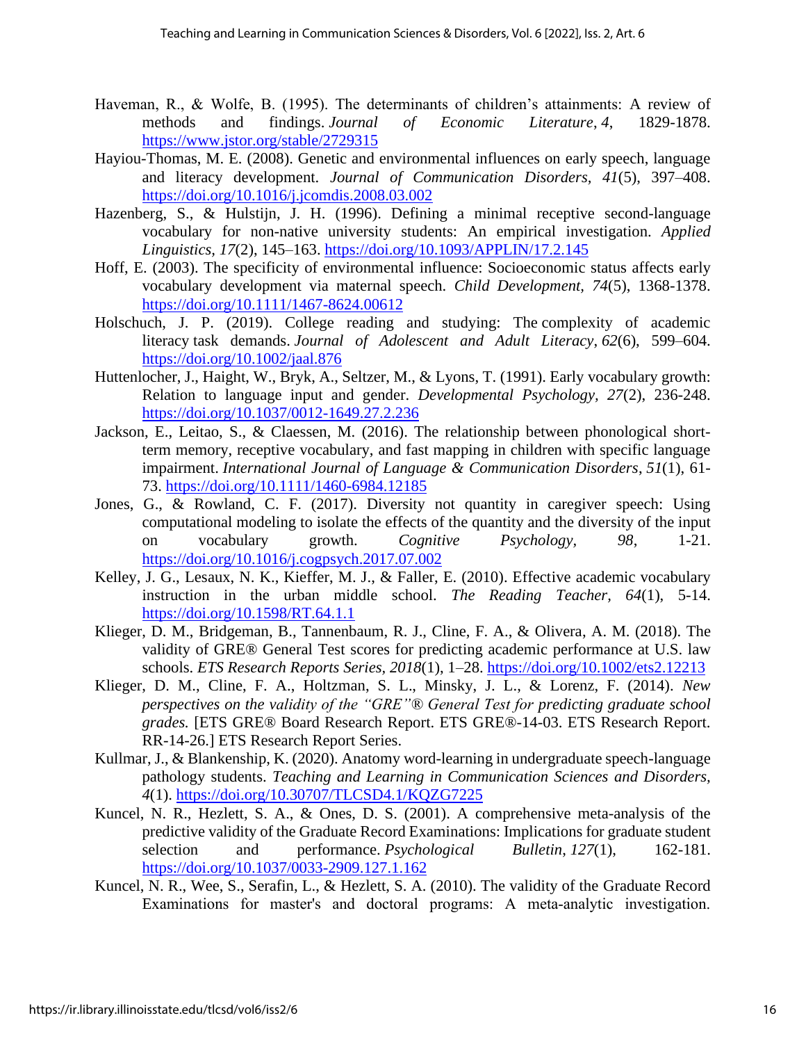Haveman, R., & Wolfe, B. (1995). The determinants of children's attainments: A review of methods and findings. *Journal of Economic Literature*, *4*, 1829-1878. https://www.jstor.org/stable/2729315

Hayiou-Thomas, M. E. (2008). Genetic and environmental influences on early speech, language and literacy development. *Journal of Communication Disorders*, *41*(5), 397–408. https://doi.org/10.1016/j.jcomdis.2008.03.002

Hazenberg, S., & Hulstijn, J. H. (1996). Defining a minimal receptive second-language vocabulary for non-native university students: An empirical investigation. *Applied Linguistics*, *17*(2), 145–163. https://doi.org/10.1093/APPLIN/17.2.145

Hoff, E. (2003). The specificity of environmental influence: Socioeconomic status affects early vocabulary development via maternal speech. *Child Development*, *74*(5), 1368-1378. https://doi.org/10.1111/1467-8624.00612

Holschuch, J. P. (2019). College reading and studying: The complexity of academic literacy task demands. *Journal of Adolescent and Adult Literacy*, *62*(6), 599–604. https://doi.org/10.1002/jaal.876

Huttenlocher, J., Haight, W., Bryk, A., Seltzer, M., & Lyons, T. (1991). Early vocabulary growth: Relation to language input and gender. *Developmental Psychology*, *27*(2), 236-248. https://doi.org/10.1037/0012-1649.27.2.236

Jackson, E., Leitao, S., & Claessen, M. (2016). The relationship between phonological short-term memory, receptive vocabulary, and fast mapping in children with specific language impairment. *International Journal of Language & Communication Disorders*, *51*(1), 61-73. https://doi.org/10.1111/1460-6984.12185

Jones, G., & Rowland, C. F. (2017). Diversity not quantity in caregiver speech: Using computational modeling to isolate the effects of the quantity and the diversity of the input on vocabulary growth. *Cognitive Psychology*, *98*, 1-21. https://doi.org/10.1016/j.cogpsych.2017.07.002

Kelley, J. G., Lesaux, N. K., Kieffer, M. J., & Faller, E. (2010). Effective academic vocabulary instruction in the urban middle school. *The Reading Teacher*, *64*(1), 5-14. https://doi.org/10.1598/RT.64.1.1

Klieger, D. M., Bridgeman, B., Tannenbaum, R. J., Cline, F. A., & Olivera, A. M. (2018). The validity of GRE® General Test scores for predicting academic performance at U.S. law schools. *ETS Research Reports Series*, *2018*(1), 1–28. https://doi.org/10.1002/ets2.12213

Klieger, D. M., Cline, F. A., Holtzman, S. L., Minsky, J. L., & Lorenz, F. (2014). *New perspectives on the validity of the "GRE"® General Test for predicting graduate school grades.* [ETS GRE® Board Research Report. ETS GRE®-14-03. ETS Research Report. RR-14-26.] ETS Research Report Series.

Kullmar, J., & Blankenship, K. (2020). Anatomy word-learning in undergraduate speech-language pathology students. *Teaching and Learning in Communication Sciences and Disorders*, *4*(1). https://doi.org/10.30707/TLCSD4.1/KQZG7225

Kuncel, N. R., Hezlett, S. A., & Ones, D. S. (2001). A comprehensive meta-analysis of the predictive validity of the Graduate Record Examinations: Implications for graduate student selection and performance. *Psychological Bulletin*, *127*(1), 162-181. https://doi.org/10.1037/0033-2909.127.1.162

Kuncel, N. R., Wee, S., Serafin, L., & Hezlett, S. A. (2010). The validity of the Graduate Record Examinations for master's and doctoral programs: A meta-analytic investigation.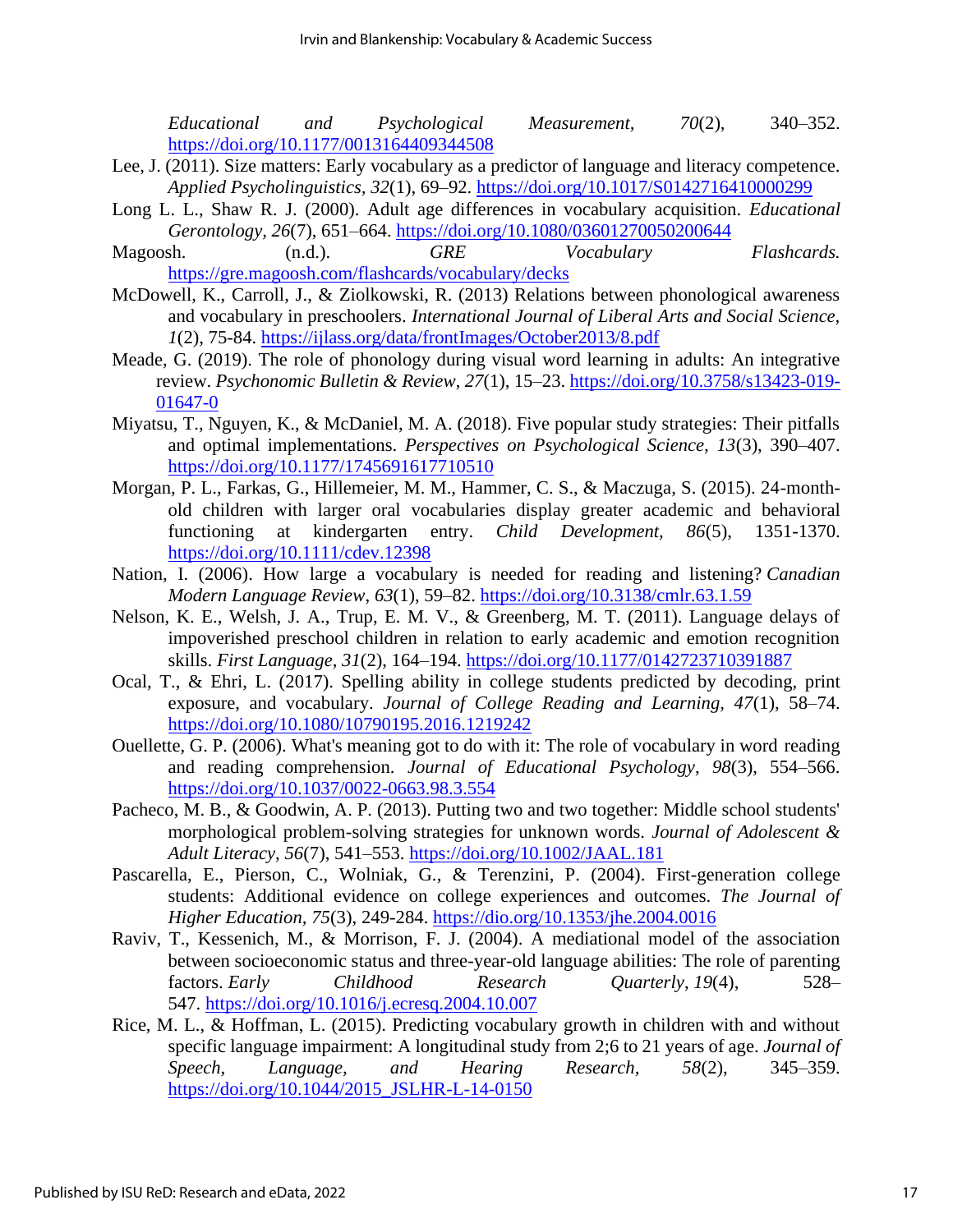*Educational and Psychological Measurement*, *70*(2), 340–352. https://doi.org/10.1177/0013164409344508

Lee, J. (2011). Size matters: Early vocabulary as a predictor of language and literacy competence. *Applied Psycholinguistics*, *32*(1), 69–92. https://doi.org/10.1017/S0142716410000299

Long L. L., Shaw R. J. (2000). Adult age differences in vocabulary acquisition. *Educational Gerontology*, *26*(7), 651–664. https://doi.org/10.1080/03601270050200644

Magoosh. (n.d.). *GRE Vocabulary Flashcards.* https://gre.magoosh.com/flashcards/vocabulary/decks

McDowell, K., Carroll, J., & Ziolkowski, R. (2013) Relations between phonological awareness and vocabulary in preschoolers. *International Journal of Liberal Arts and Social Science, 1*(2), 75-84. https://ijlass.org/data/frontImages/October2013/8.pdf

Meade, G. (2019). The role of phonology during visual word learning in adults: An integrative review. *Psychonomic Bulletin & Review*, *27*(1), 15–23. https://doi.org/10.3758/s13423-019-01647-0

Miyatsu, T., Nguyen, K., & McDaniel, M. A. (2018). Five popular study strategies: Their pitfalls and optimal implementations. *Perspectives on Psychological Science*, *13*(3), 390–407. https://doi.org/10.1177/1745691617710510

Morgan, P. L., Farkas, G., Hillemeier, M. M., Hammer, C. S., & Maczuga, S. (2015). 24-month-old children with larger oral vocabularies display greater academic and behavioral functioning at kindergarten entry. *Child Development*, *86*(5), 1351-1370. https://doi.org/10.1111/cdev.12398

Nation, I. (2006). How large a vocabulary is needed for reading and listening? *Canadian Modern Language Review*, *63*(1), 59–82. https://doi.org/10.3138/cmlr.63.1.59

Nelson, K. E., Welsh, J. A., Trup, E. M. V., & Greenberg, M. T. (2011). Language delays of impoverished preschool children in relation to early academic and emotion recognition skills. *First Language*, *31*(2), 164–194. https://doi.org/10.1177/0142723710391887

Ocal, T., & Ehri, L. (2017). Spelling ability in college students predicted by decoding, print exposure, and vocabulary. *Journal of College Reading and Learning*, *47*(1), 58–74. https://doi.org/10.1080/10790195.2016.1219242

Ouellette, G. P. (2006). What's meaning got to do with it: The role of vocabulary in word reading and reading comprehension. *Journal of Educational Psychology*, *98*(3), 554–566. https://doi.org/10.1037/0022-0663.98.3.554

Pacheco, M. B., & Goodwin, A. P. (2013). Putting two and two together: Middle school students' morphological problem-solving strategies for unknown words. *Journal of Adolescent & Adult Literacy*, *56*(7), 541–553. https://doi.org/10.1002/JAAL.181

Pascarella, E., Pierson, C., Wolniak, G., & Terenzini, P. (2004). First-generation college students: Additional evidence on college experiences and outcomes. *The Journal of Higher Education*, *75*(3), 249-284. https://dio.org/10.1353/jhe.2004.0016

Raviv, T., Kessenich, M., & Morrison, F. J. (2004). A mediational model of the association between socioeconomic status and three-year-old language abilities: The role of parenting factors. *Early Childhood Research Quarterly*, *19*(4), 528–547. https://doi.org/10.1016/j.ecresq.2004.10.007

Rice, M. L., & Hoffman, L. (2015). Predicting vocabulary growth in children with and without specific language impairment: A longitudinal study from 2;6 to 21 years of age. *Journal of Speech, Language, and Hearing Research*, *58*(2), 345–359. https://doi.org/10.1044/2015_JSLHR-L-14-0150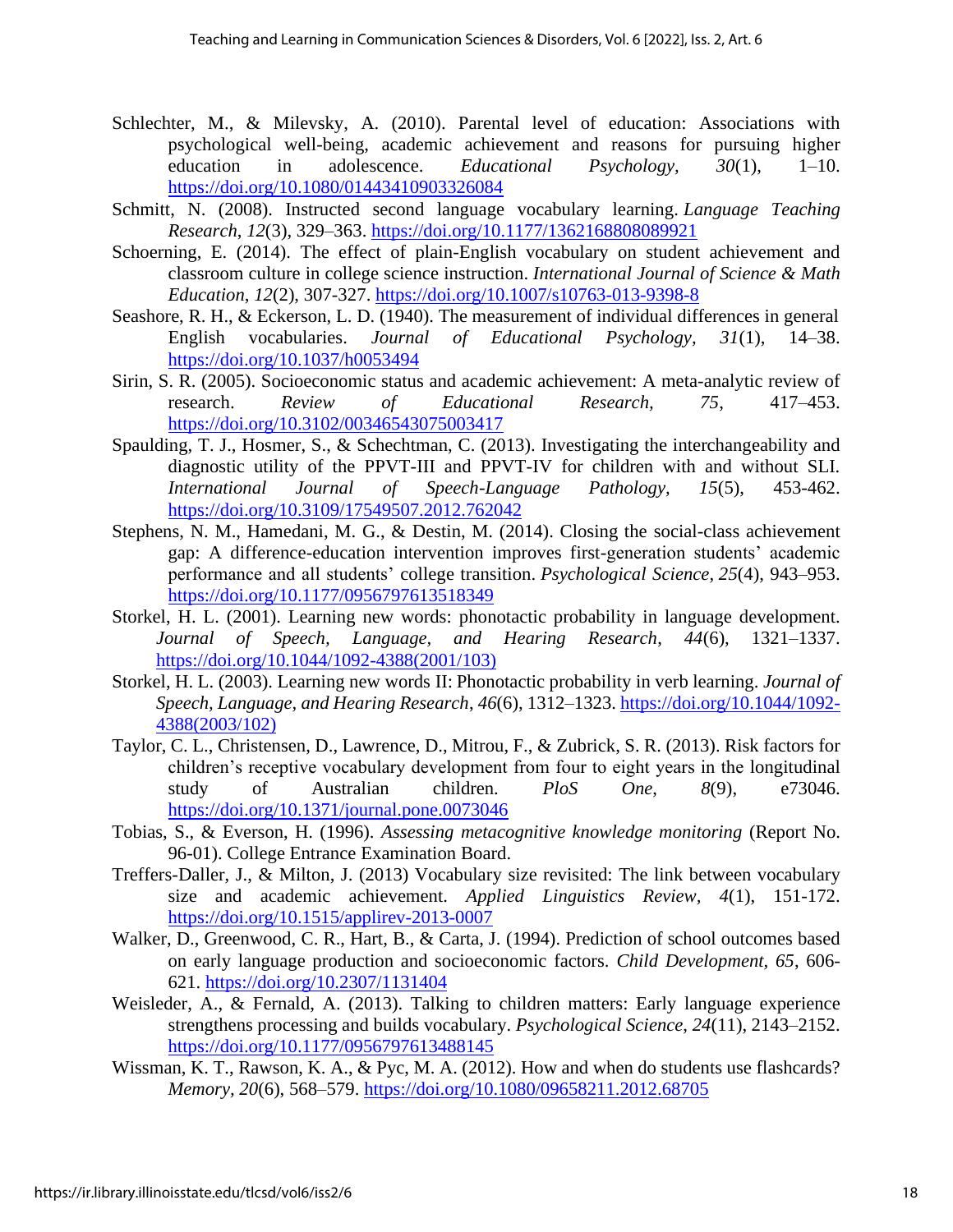Schlechter, M., & Milevsky, A. (2010). Parental level of education: Associations with psychological well-being, academic achievement and reasons for pursuing higher education in adolescence. *Educational Psychology*, *30*(1), 1–10. https://doi.org/10.1080/01443410903326084

Schmitt, N. (2008). Instructed second language vocabulary learning. *Language Teaching Research*, *12*(3), 329–363. https://doi.org/10.1177/1362168808089921

Schoerning, E. (2014). The effect of plain-English vocabulary on student achievement and classroom culture in college science instruction. *International Journal of Science & Math Education*, *12*(2), 307-327. https://doi.org/10.1007/s10763-013-9398-8

Seashore, R. H., & Eckerson, L. D. (1940). The measurement of individual differences in general English vocabularies. *Journal of Educational Psychology*, *31*(1), 14–38. https://doi.org/10.1037/h0053494

Sirin, S. R. (2005). Socioeconomic status and academic achievement: A meta-analytic review of research. *Review of Educational Research*, *75*, 417–453. https://doi.org/10.3102/00346543075003417

Spaulding, T. J., Hosmer, S., & Schechtman, C. (2013). Investigating the interchangeability and diagnostic utility of the PPVT-III and PPVT-IV for children with and without SLI. *International Journal of Speech-Language Pathology*, *15*(5), 453-462. https://doi.org/10.3109/17549507.2012.762042

Stephens, N. M., Hamedani, M. G., & Destin, M. (2014). Closing the social-class achievement gap: A difference-education intervention improves first-generation students' academic performance and all students' college transition. *Psychological Science*, *25*(4), 943–953. https://doi.org/10.1177/0956797613518349

Storkel, H. L. (2001). Learning new words: phonotactic probability in language development. *Journal of Speech, Language, and Hearing Research*, *44*(6), 1321–1337. https://doi.org/10.1044/1092-4388(2001/103)

Storkel, H. L. (2003). Learning new words II: Phonotactic probability in verb learning. *Journal of Speech, Language, and Hearing Research*, *46*(6), 1312–1323. https://doi.org/10.1044/1092-4388(2003/102)

Taylor, C. L., Christensen, D., Lawrence, D., Mitrou, F., & Zubrick, S. R. (2013). Risk factors for children's receptive vocabulary development from four to eight years in the longitudinal study of Australian children. *PloS One*, *8*(9), e73046. https://doi.org/10.1371/journal.pone.0073046

Tobias, S., & Everson, H. (1996). *Assessing metacognitive knowledge monitoring* (Report No. 96-01). College Entrance Examination Board.

Treffers-Daller, J., & Milton, J. (2013) Vocabulary size revisited: The link between vocabulary size and academic achievement. *Applied Linguistics Review*, *4*(1), 151-172. https://doi.org/10.1515/applirev-2013-0007

Walker, D., Greenwood, C. R., Hart, B., & Carta, J. (1994). Prediction of school outcomes based on early language production and socioeconomic factors. *Child Development, 65*, 606-621. https://doi.org/10.2307/1131404

Weisleder, A., & Fernald, A. (2013). Talking to children matters: Early language experience strengthens processing and builds vocabulary. *Psychological Science*, *24*(11), 2143–2152. https://doi.org/10.1177/0956797613488145

Wissman, K. T., Rawson, K. A., & Pyc, M. A. (2012). How and when do students use flashcards? *Memory*, *20*(6), 568–579. https://doi.org/10.1080/09658211.2012.68705